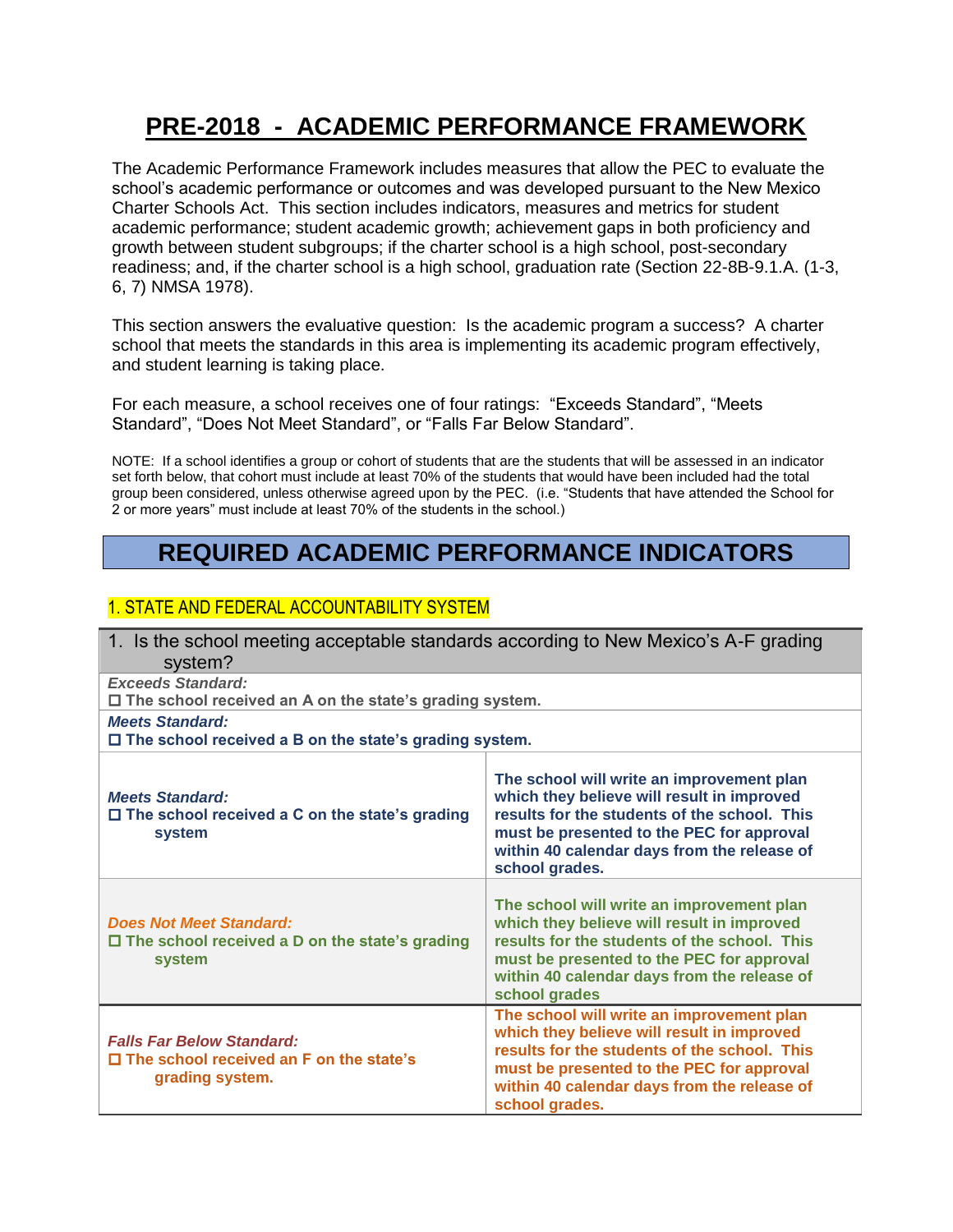# PRE-2018 - ACADEMIC PERFORMANCE FRAMEWORK

The Academic Performance Framework includes measures that allow the PEC to evaluate the school's academic performance or outcomes and was developed pursuant to the New Mexico Charter Schools Act. This section includes indicators, measures and metrics for student academic performance; student academic growth; achievement gaps in both proficiency and growth between student subgroups; if the charter school is a high school, post-secondary readiness; and, if the charter school is a high school, graduation rate (Section 22-8B-9.1.A. (1-3, 6, 7) NMSA 1978).

This section answers the evaluative question: Is the academic program a success? A charter school that meets the standards in this area is implementing its academic program effectively, and student learning is taking place.

For each measure, a school receives one of four ratings: "Exceeds Standard", "Meets Standard", "Does Not Meet Standard", or "Falls Far Below Standard".

NOTE: If a school identifies a group or cohort of students that are the students that will be assessed in an indicator set forth below, that cohort must include at least 70% of the students that would have been included had the total group been considered, unless otherwise agreed upon by the PEC. (i.e. "Students that have attended the School for 2 or more years" must include at least 70% of the students in the school.)

## REQUIRED ACADEMIC PERFORMANCE INDICATORS

### 1. STATE AND FEDERAL ACCOUNTABILITY SYSTEM

| 1. Is the school meeting acceptable standards according to New Mexico's A-F grading system? | |
|---|---|
| ***Exceeds Standard:***<br>☐ **The school received an A on the state's grading system.** | |
| ***Meets Standard:***<br>☐ **The school received a B on the state's grading system.** | |
| ***Meets Standard:***<br>☐ **The school received a C on the state's grading system** | **The school will write an improvement plan which they believe will result in improved results for the students of the school. This must be presented to the PEC for approval within 40 calendar days from the release of school grades.** |
| ***Does Not Meet Standard:***<br>☐ **The school received a D on the state's grading system** | **The school will write an improvement plan which they believe will result in improved results for the students of the school. This must be presented to the PEC for approval within 40 calendar days from the release of school grades** |
| ***Falls Far Below Standard:***<br>☐ **The school received an F on the state's grading system.** | **The school will write an improvement plan which they believe will result in improved results for the students of the school. This must be presented to the PEC for approval within 40 calendar days from the release of school grades.** |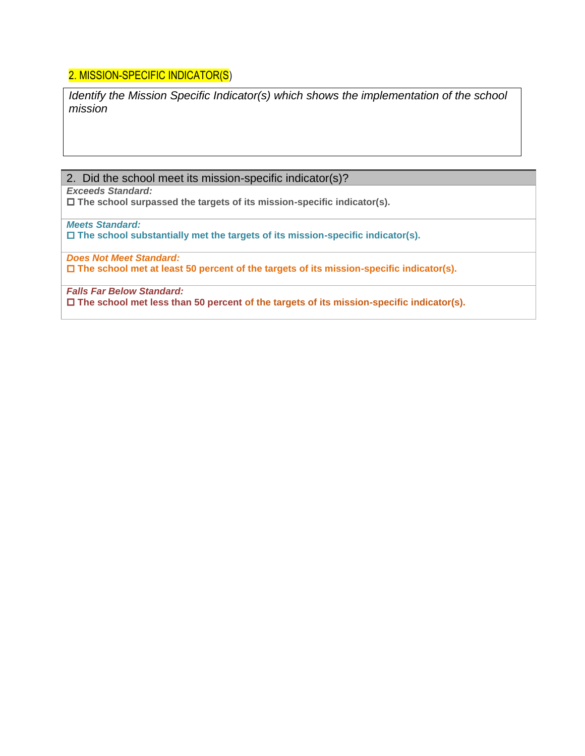## 2. MISSION-SPECIFIC INDICATOR(S)

| |
|---|
| *Identify the Mission Specific Indicator(s) which shows the implementation of the school mission* |

| 2. Did the school meet its mission-specific indicator(s)? |
|---|
| ***Exceeds Standard:*** <br> **☐ The school surpassed the targets of its mission-specific indicator(s).** |
| ***Meets Standard:*** <br> **☐ The school substantially met the targets of its mission-specific indicator(s).** |
| ***Does Not Meet Standard:*** <br> **☐ The school met at least 50 percent of the targets of its mission-specific indicator(s).** |
| ***Falls Far Below Standard:*** <br> **☐ The school met less than 50 percent of the targets of its mission-specific indicator(s).** |